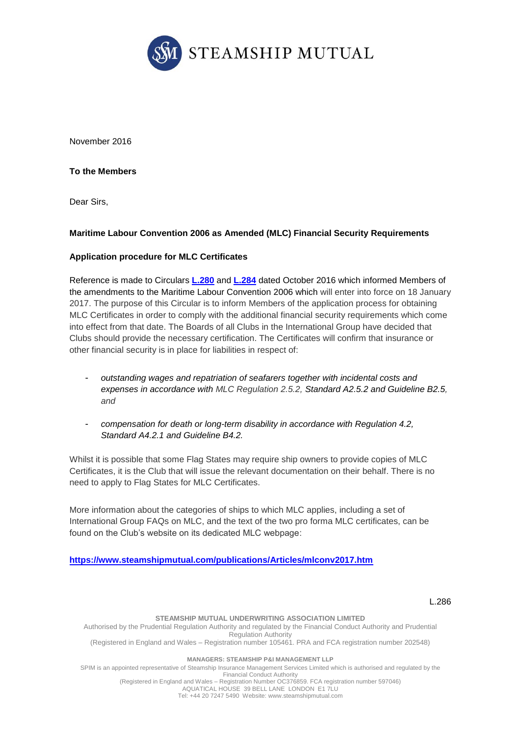STEAMSHIP MUTUAL

November 2016

**To the Members**

Dear Sirs,

**Maritime Labour Convention 2006 as Amended (MLC) Financial Security Requirements**

**Application procedure for MLC Certificates**

Reference is made to Circulars [L.280] and [L.284] dated October 2016 which informed Members of the amendments to the Maritime Labour Convention 2006 which will enter into force on 18 January 2017. The purpose of this Circular is to inform Members of the application process for obtaining MLC Certificates in order to comply with the additional financial security requirements which come into effect from that date. The Boards of all Clubs in the International Group have decided that Clubs should provide the necessary certification. The Certificates will confirm that insurance or other financial security is in place for liabilities in respect of:

- *outstanding wages and repatriation of seafarers together with incidental costs and expenses in accordance with MLC Regulation 2.5.2, Standard A2.5.2 and Guideline B2.5, and*
- *compensation for death or long-term disability in accordance with Regulation 4.2, Standard A4.2.1 and Guideline B4.2.*

Whilst it is possible that some Flag States may require ship owners to provide copies of MLC Certificates, it is the Club that will issue the relevant documentation on their behalf. There is no need to apply to Flag States for MLC Certificates.

More information about the categories of ships to which MLC applies, including a set of International Group FAQs on MLC, and the text of the two pro forma MLC certificates, can be found on the Club's website on its dedicated MLC webpage:

**https://www.steamshipmutual.com/publications/Articles/mlconv2017.htm**

L.286

**STEAMSHIP MUTUAL UNDERWRITING ASSOCIATION LIMITED**
Authorised by the Prudential Regulation Authority and regulated by the Financial Conduct Authority and Prudential Regulation Authority
(Registered in England and Wales – Registration number 105461. PRA and FCA registration number 202548)

**MANAGERS: STEAMSHIP P&I MANAGEMENT LLP**
SPIM is an appointed representative of Steamship Insurance Management Services Limited which is authorised and regulated by the Financial Conduct Authority
(Registered in England and Wales – Registration Number OC376859. FCA registration number 597046)
AQUATICAL HOUSE 39 BELL LANE LONDON E1 7LU
Tel: +44 20 7247 5490 Website: www.steamshipmutual.com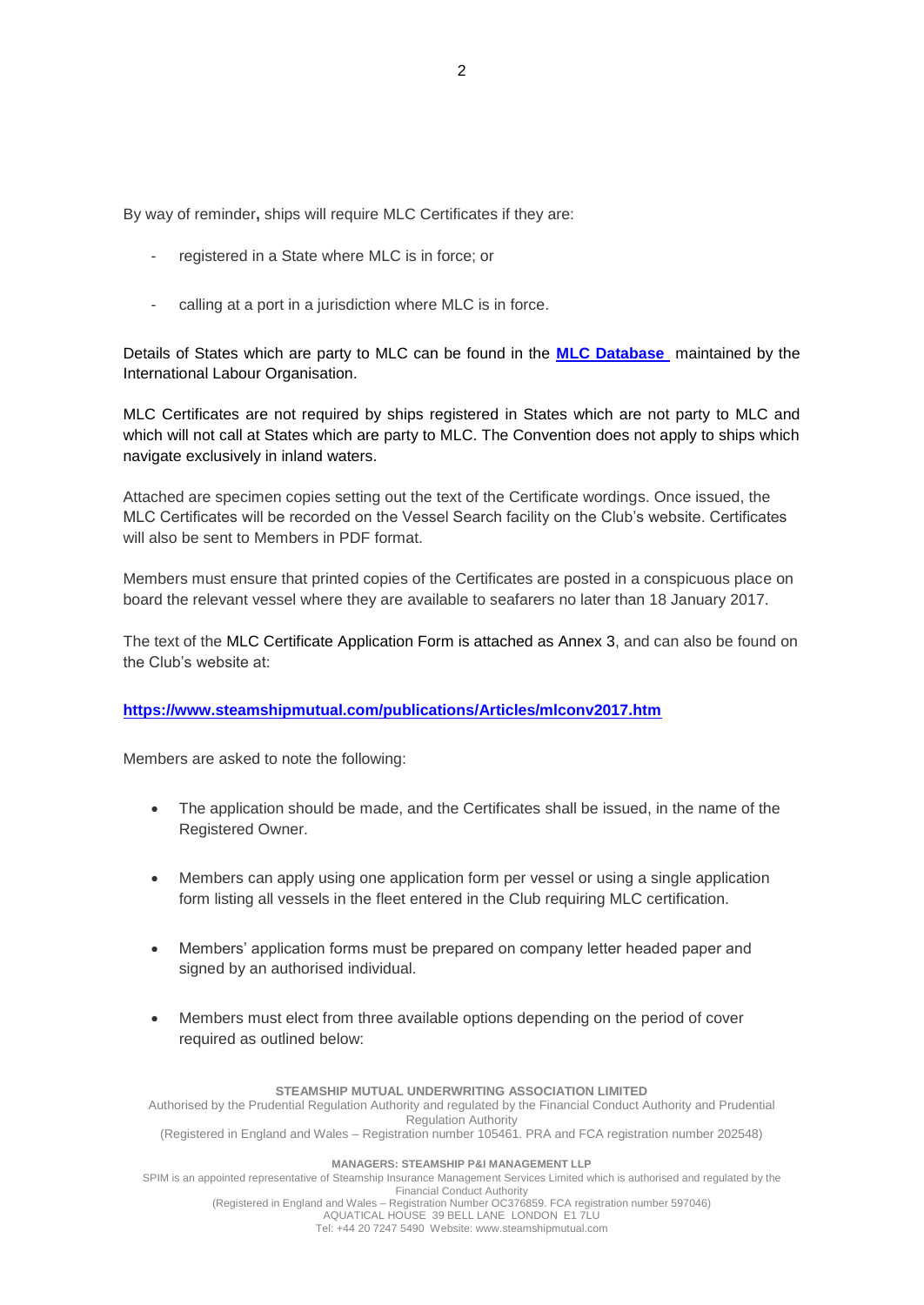By way of reminder**,** ships will require MLC Certificates if they are:

- registered in a State where MLC is in force; or
- calling at a port in a jurisdiction where MLC is in force.

Details of States which are party to MLC can be found in the **MLC Database** maintained by the International Labour Organisation.

MLC Certificates are not required by ships registered in States which are not party to MLC and which will not call at States which are party to MLC. The Convention does not apply to ships which navigate exclusively in inland waters.

Attached are specimen copies setting out the text of the Certificate wordings. Once issued, the MLC Certificates will be recorded on the Vessel Search facility on the Club's website. Certificates will also be sent to Members in PDF format.

Members must ensure that printed copies of the Certificates are posted in a conspicuous place on board the relevant vessel where they are available to seafarers no later than 18 January 2017.

The text of the MLC Certificate Application Form is attached as Annex 3, and can also be found on the Club's website at:

**https://www.steamshipmutual.com/publications/Articles/mlconv2017.htm**

Members are asked to note the following:

- The application should be made, and the Certificates shall be issued, in the name of the Registered Owner.
- Members can apply using one application form per vessel or using a single application form listing all vessels in the fleet entered in the Club requiring MLC certification.
- Members' application forms must be prepared on company letter headed paper and signed by an authorised individual.
- Members must elect from three available options depending on the period of cover required as outlined below: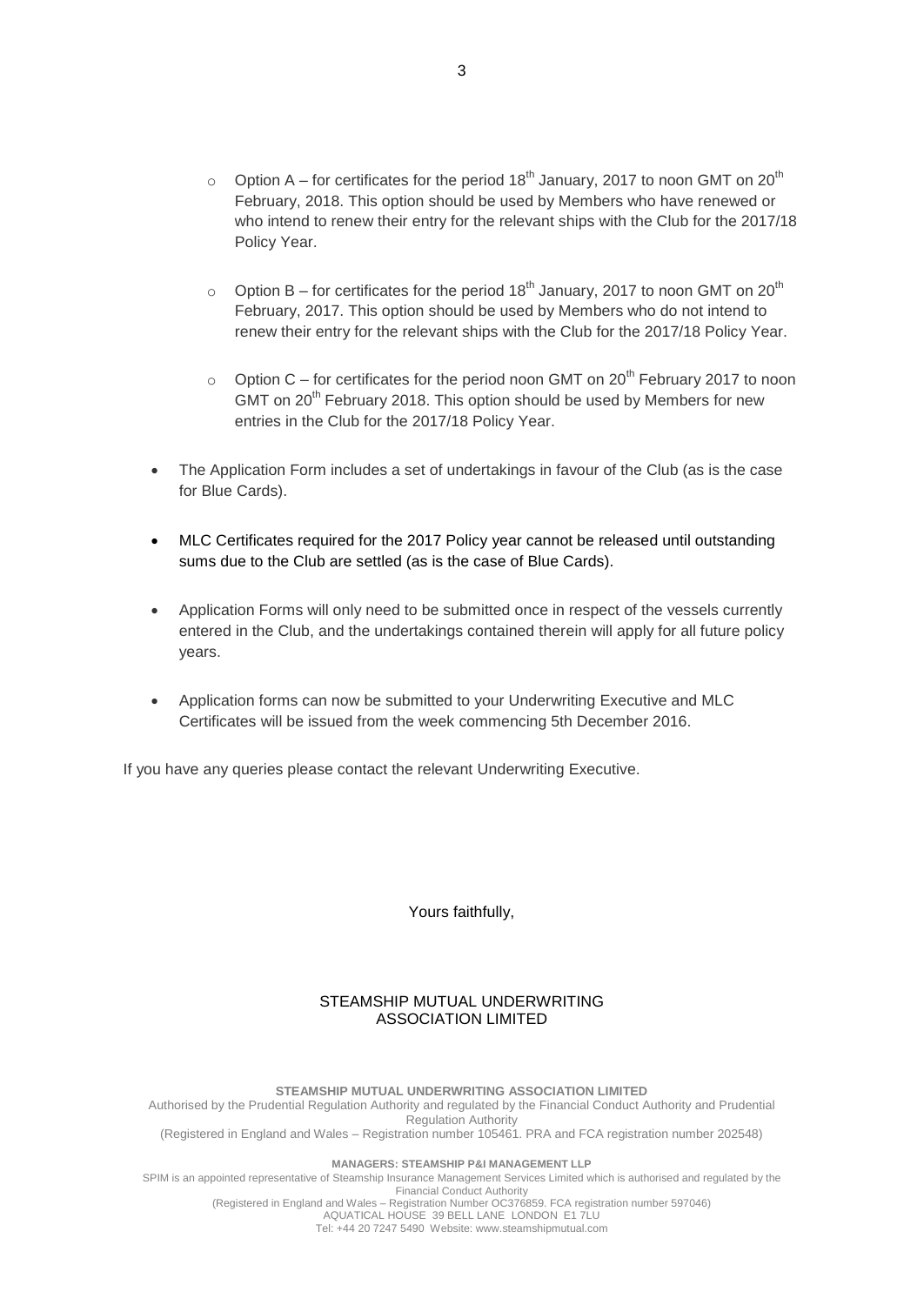- Option A – for certificates for the period 18th January, 2017 to noon GMT on 20th February, 2018. This option should be used by Members who have renewed or who intend to renew their entry for the relevant ships with the Club for the 2017/18 Policy Year.

    - Option B – for certificates for the period 18th January, 2017 to noon GMT on 20th February, 2017. This option should be used by Members who do not intend to renew their entry for the relevant ships with the Club for the 2017/18 Policy Year.

    - Option C – for certificates for the period noon GMT on 20th February 2017 to noon GMT on 20th February 2018. This option should be used by Members for new entries in the Club for the 2017/18 Policy Year.

- The Application Form includes a set of undertakings in favour of the Club (as is the case for Blue Cards).

- MLC Certificates required for the 2017 Policy year cannot be released until outstanding sums due to the Club are settled (as is the case of Blue Cards).

- Application Forms will only need to be submitted once in respect of the vessels currently entered in the Club, and the undertakings contained therein will apply for all future policy years.

- Application forms can now be submitted to your Underwriting Executive and MLC Certificates will be issued from the week commencing 5th December 2016.

If you have any queries please contact the relevant Underwriting Executive.

Yours faithfully,

STEAMSHIP MUTUAL UNDERWRITING ASSOCIATION LIMITED

**STEAMSHIP MUTUAL UNDERWRITING ASSOCIATION LIMITED**
Authorised by the Prudential Regulation Authority and regulated by the Financial Conduct Authority and Prudential Regulation Authority
(Registered in England and Wales – Registration number 105461. PRA and FCA registration number 202548)

**MANAGERS: STEAMSHIP P&I MANAGEMENT LLP**
SPIM is an appointed representative of Steamship Insurance Management Services Limited which is authorised and regulated by the Financial Conduct Authority
(Registered in England and Wales – Registration Number OC376859. FCA registration number 597046)
AQUATICAL HOUSE 39 BELL LANE LONDON E1 7LU
Tel: +44 20 7247 5490 Website: www.steamshipmutual.com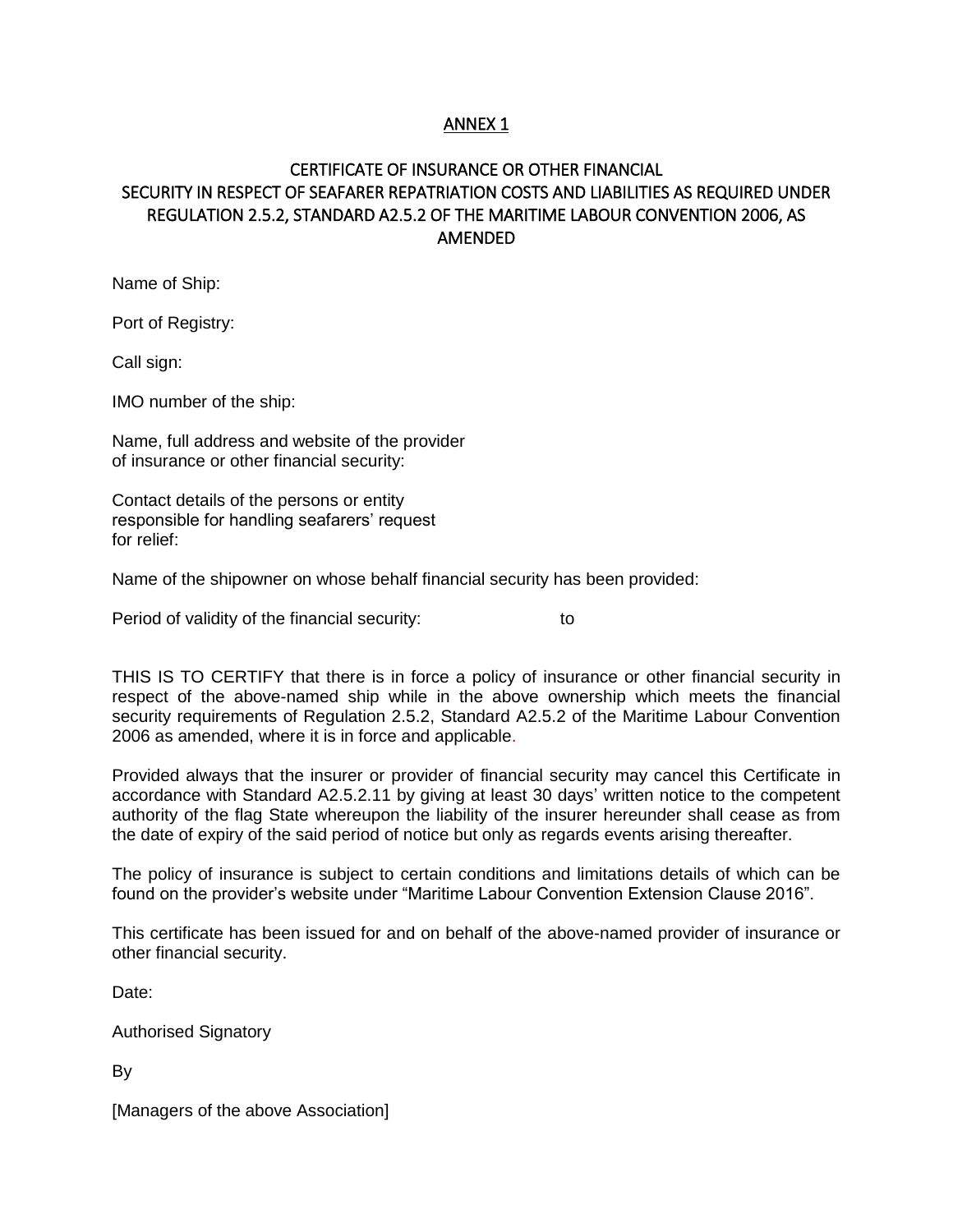# ANNEX 1

## CERTIFICATE OF INSURANCE OR OTHER FINANCIAL SECURITY IN RESPECT OF SEAFARER REPATRIATION COSTS AND LIABILITIES AS REQUIRED UNDER REGULATION 2.5.2, STANDARD A2.5.2 OF THE MARITIME LABOUR CONVENTION 2006, AS AMENDED

Name of Ship:

Port of Registry:

Call sign:

IMO number of the ship:

Name, full address and website of the provider of insurance or other financial security:

Contact details of the persons or entity responsible for handling seafarers' request for relief:

Name of the shipowner on whose behalf financial security has been provided:

Period of validity of the financial security: to

THIS IS TO CERTIFY that there is in force a policy of insurance or other financial security in respect of the above-named ship while in the above ownership which meets the financial security requirements of Regulation 2.5.2, Standard A2.5.2 of the Maritime Labour Convention 2006 as amended, where it is in force and applicable.

Provided always that the insurer or provider of financial security may cancel this Certificate in accordance with Standard A2.5.2.11 by giving at least 30 days' written notice to the competent authority of the flag State whereupon the liability of the insurer hereunder shall cease as from the date of expiry of the said period of notice but only as regards events arising thereafter.

The policy of insurance is subject to certain conditions and limitations details of which can be found on the provider's website under "Maritime Labour Convention Extension Clause 2016".

This certificate has been issued for and on behalf of the above-named provider of insurance or other financial security.

Date:

Authorised Signatory

By

[Managers of the above Association]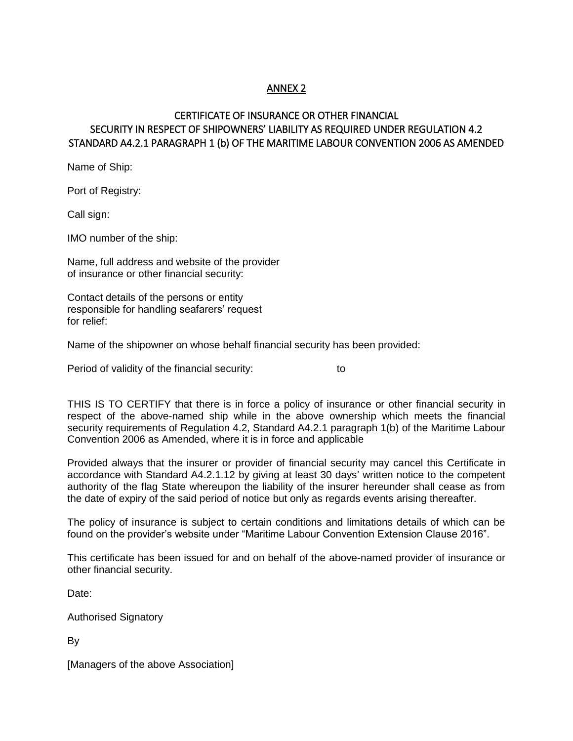# ANNEX 2

## CERTIFICATE OF INSURANCE OR OTHER FINANCIAL SECURITY IN RESPECT OF SHIPOWNERS' LIABILITY AS REQUIRED UNDER REGULATION 4.2 STANDARD A4.2.1 PARAGRAPH 1 (b) OF THE MARITIME LABOUR CONVENTION 2006 AS AMENDED

Name of Ship:

Port of Registry:

Call sign:

IMO number of the ship:

Name, full address and website of the provider of insurance or other financial security:

Contact details of the persons or entity responsible for handling seafarers' request for relief:

Name of the shipowner on whose behalf financial security has been provided:

Period of validity of the financial security: to

THIS IS TO CERTIFY that there is in force a policy of insurance or other financial security in respect of the above-named ship while in the above ownership which meets the financial security requirements of Regulation 4.2, Standard A4.2.1 paragraph 1(b) of the Maritime Labour Convention 2006 as Amended, where it is in force and applicable

Provided always that the insurer or provider of financial security may cancel this Certificate in accordance with Standard A4.2.1.12 by giving at least 30 days' written notice to the competent authority of the flag State whereupon the liability of the insurer hereunder shall cease as from the date of expiry of the said period of notice but only as regards events arising thereafter.

The policy of insurance is subject to certain conditions and limitations details of which can be found on the provider's website under "Maritime Labour Convention Extension Clause 2016".

This certificate has been issued for and on behalf of the above-named provider of insurance or other financial security.

Date:

Authorised Signatory

By

[Managers of the above Association]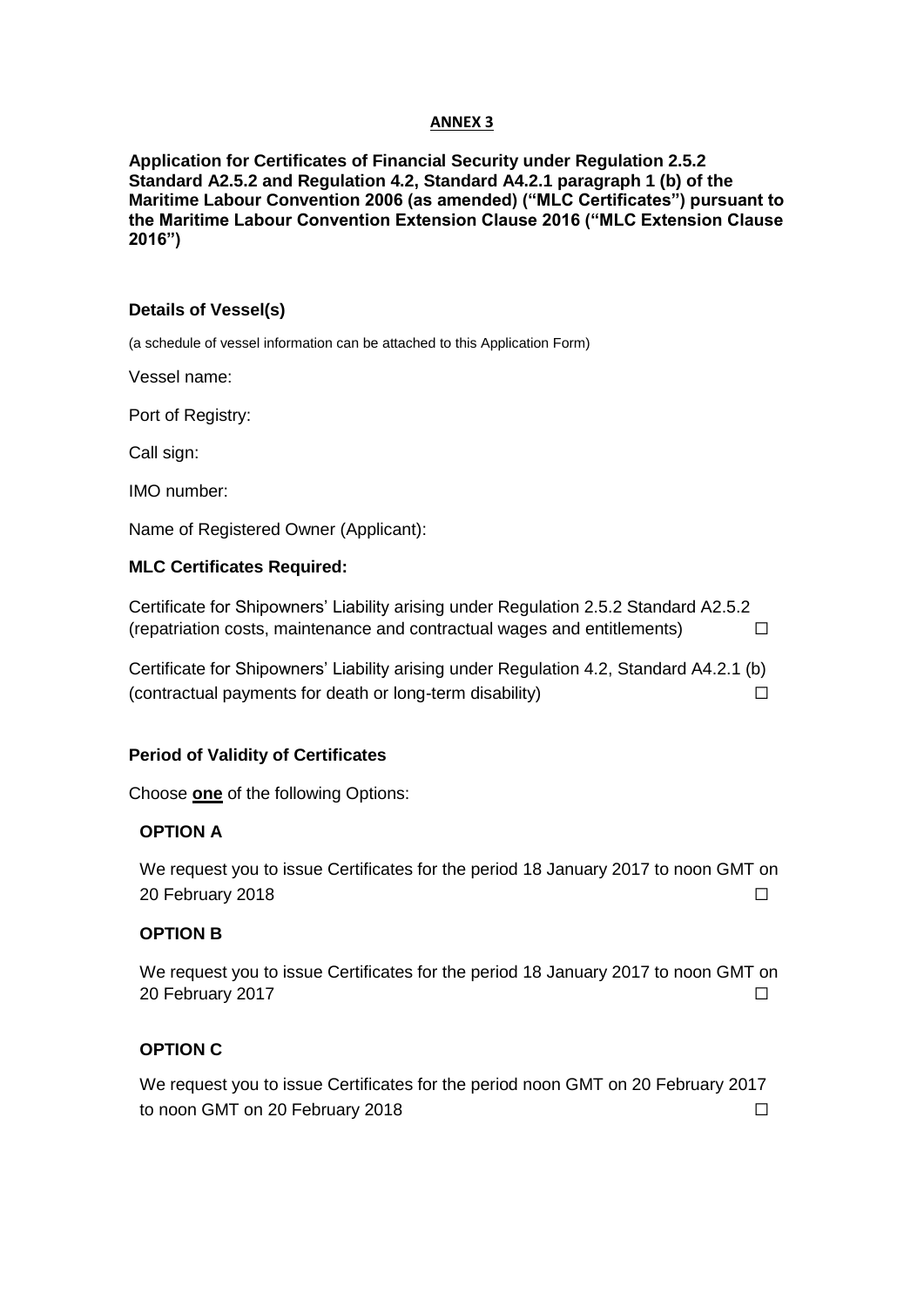**ANNEX 3**

**Application for Certificates of Financial Security under Regulation 2.5.2 Standard A2.5.2 and Regulation 4.2, Standard A4.2.1 paragraph 1 (b) of the Maritime Labour Convention 2006 (as amended) ("MLC Certificates") pursuant to the Maritime Labour Convention Extension Clause 2016 ("MLC Extension Clause 2016")**

**Details of Vessel(s)**

(a schedule of vessel information can be attached to this Application Form)

Vessel name:

Port of Registry:

Call sign:

IMO number:

Name of Registered Owner (Applicant):

**MLC Certificates Required:**

Certificate for Shipowners' Liability arising under Regulation 2.5.2 Standard A2.5.2 (repatriation costs, maintenance and contractual wages and entitlements) ☐

Certificate for Shipowners' Liability arising under Regulation 4.2, Standard A4.2.1 (b) (contractual payments for death or long-term disability) ☐

**Period of Validity of Certificates**

Choose **one** of the following Options:

**OPTION A**

We request you to issue Certificates for the period 18 January 2017 to noon GMT on 20 February 2018 ☐

**OPTION B**

We request you to issue Certificates for the period 18 January 2017 to noon GMT on 20 February 2017 ☐

**OPTION C**

We request you to issue Certificates for the period noon GMT on 20 February 2017 to noon GMT on 20 February 2018 ☐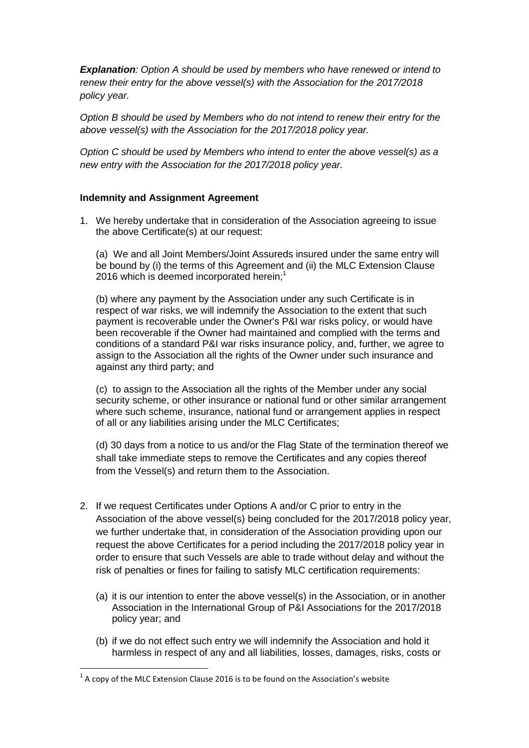***Explanation**: Option A should be used by members who have renewed or intend to renew their entry for the above vessel(s) with the Association for the 2017/2018 policy year.*

*Option B should be used by Members who do not intend to renew their entry for the above vessel(s) with the Association for the 2017/2018 policy year.*

*Option C should be used by Members who intend to enter the above vessel(s) as a new entry with the Association for the 2017/2018 policy year.*

**Indemnity and Assignment Agreement**

1. We hereby undertake that in consideration of the Association agreeing to issue the above Certificate(s) at our request:

   (a) We and all Joint Members/Joint Assureds insured under the same entry will be bound by (i) the terms of this Agreement and (ii) the MLC Extension Clause 2016 which is deemed incorporated herein;[1]

   (b) where any payment by the Association under any such Certificate is in respect of war risks, we will indemnify the Association to the extent that such payment is recoverable under the Owner's P&I war risks policy, or would have been recoverable if the Owner had maintained and complied with the terms and conditions of a standard P&I war risks insurance policy, and, further, we agree to assign to the Association all the rights of the Owner under such insurance and against any third party; and

   (c) to assign to the Association all the rights of the Member under any social security scheme, or other insurance or national fund or other similar arrangement where such scheme, insurance, national fund or arrangement applies in respect of all or any liabilities arising under the MLC Certificates;

   (d) 30 days from a notice to us and/or the Flag State of the termination thereof we shall take immediate steps to remove the Certificates and any copies thereof from the Vessel(s) and return them to the Association.

2. If we request Certificates under Options A and/or C prior to entry in the Association of the above vessel(s) being concluded for the 2017/2018 policy year, we further undertake that, in consideration of the Association providing upon our request the above Certificates for a period including the 2017/2018 policy year in order to ensure that such Vessels are able to trade without delay and without the risk of penalties or fines for failing to satisfy MLC certification requirements:

   (a) it is our intention to enter the above vessel(s) in the Association, or in another Association in the International Group of P&I Associations for the 2017/2018 policy year; and

   (b) if we do not effect such entry we will indemnify the Association and hold it harmless in respect of any and all liabilities, losses, damages, risks, costs or

[1] A copy of the MLC Extension Clause 2016 is to be found on the Association's website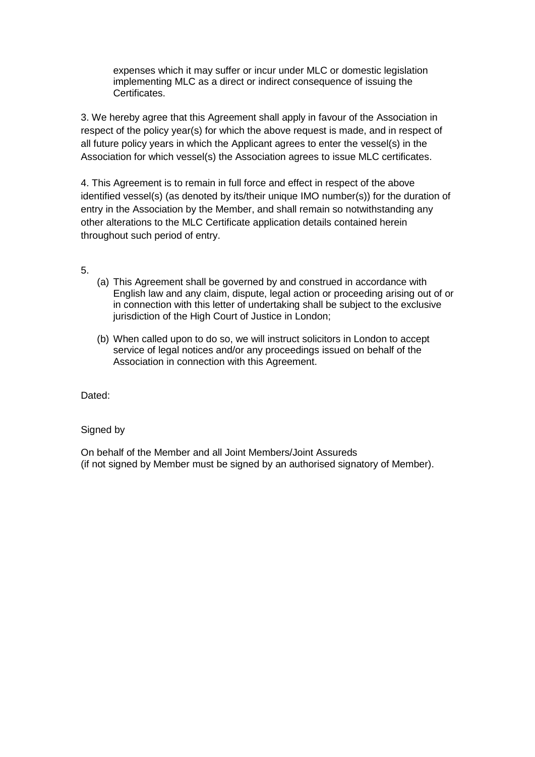expenses which it may suffer or incur under MLC or domestic legislation implementing MLC as a direct or indirect consequence of issuing the Certificates.

3. We hereby agree that this Agreement shall apply in favour of the Association in respect of the policy year(s) for which the above request is made, and in respect of all future policy years in which the Applicant agrees to enter the vessel(s) in the Association for which vessel(s) the Association agrees to issue MLC certificates.

4. This Agreement is to remain in full force and effect in respect of the above identified vessel(s) (as denoted by its/their unique IMO number(s)) for the duration of entry in the Association by the Member, and shall remain so notwithstanding any other alterations to the MLC Certificate application details contained herein throughout such period of entry.

5.

(a) This Agreement shall be governed by and construed in accordance with English law and any claim, dispute, legal action or proceeding arising out of or in connection with this letter of undertaking shall be subject to the exclusive jurisdiction of the High Court of Justice in London;

(b) When called upon to do so, we will instruct solicitors in London to accept service of legal notices and/or any proceedings issued on behalf of the Association in connection with this Agreement.

Dated:

Signed by

On behalf of the Member and all Joint Members/Joint Assureds
(if not signed by Member must be signed by an authorised signatory of Member).